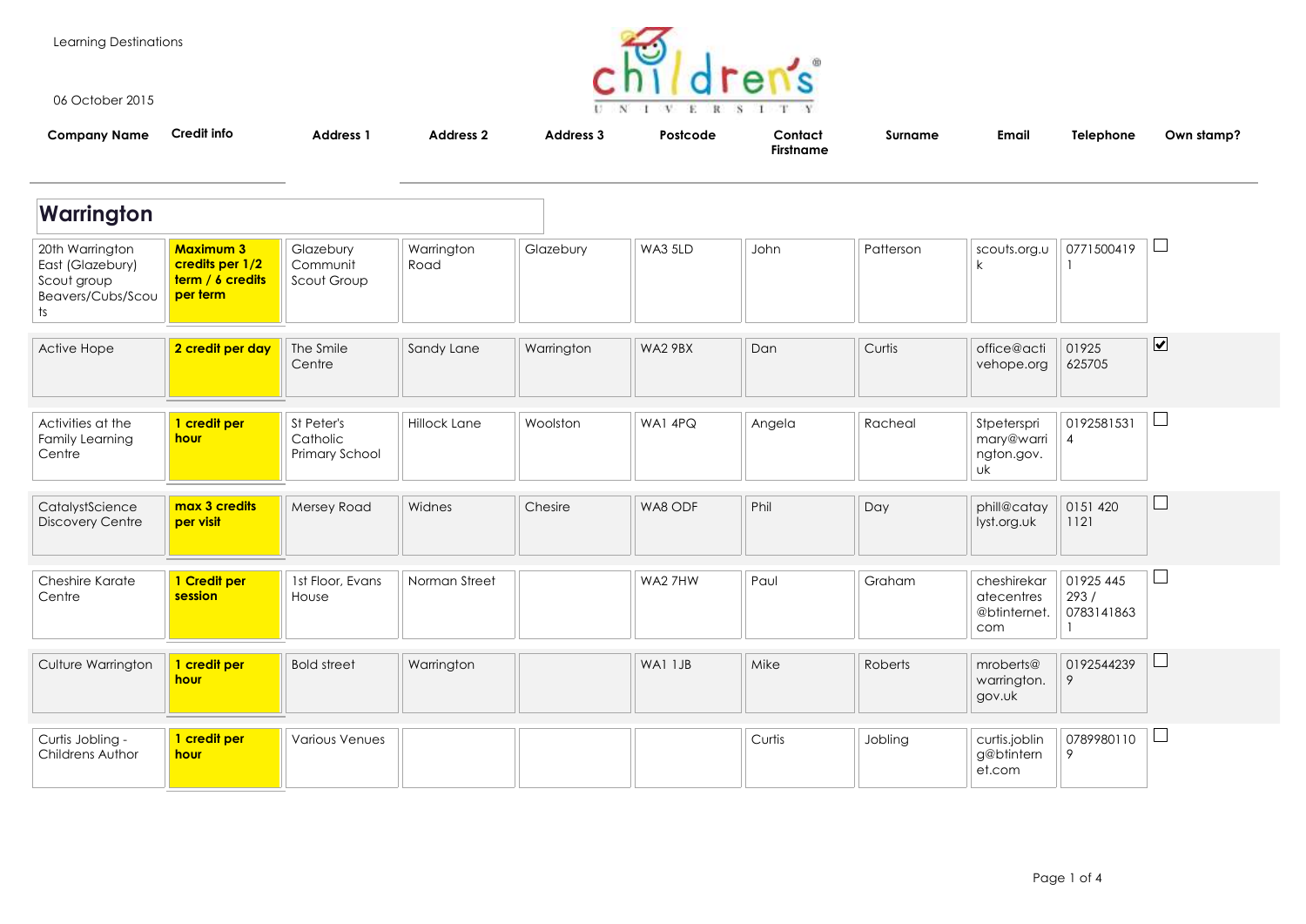Learning Destinations

06 October 2015

| Company Name | Credit info | Address 1 | Address 2 | Address 3 | Postcode | Contact Firstname | Surname | Email | Telephone | Own stamp? |
|---|---|---|---|---|---|---|---|---|---|---|
| **Warrington** | | | | | | | | | | |
| 20th Warrington East (Glazebury) Scout group Beavers/Cubs/Scouts | **Maximum 3 credits per 1/2 term / 6 credits per term** | Glazebury Communit Scout Group | Warrington Road | Glazebury | WA3 5LD | John | Patterson | scouts.org.uk | 07715004191 | ☐ |
| Active Hope | **2 credit per day** | The Smile Centre | Sandy Lane | Warrington | WA2 9BX | Dan | Curtis | office@activehope.org | 01925 625705 | ☑ |
| Activities at the Family Learning Centre | **1 credit per hour** | St Peter's Catholic Primary School | Hillock Lane | Woolston | WA1 4PQ | Angela | Racheal | Stpeterspri mary@warrington.gov.uk | 01925815314 | ☐ |
| CatalystScience Discovery Centre | **max 3 credits per visit** | Mersey Road | Widnes | Chesire | WA8 ODF | Phil | Day | phill@cataylyst.org.uk | 0151 420 1121 | ☐ |
| Cheshire Karate Centre | **1 Credit per session** | 1st Floor, Evans House | Norman Street | | WA2 7HW | Paul | Graham | cheshirekaratecentres@btinternet.com | 01925 445 293 / 07831418631 | ☐ |
| Culture Warrington | **1 credit per hour** | Bold street | Warrington | | WA1 1JB | Mike | Roberts | mroberts@warrington.gov.uk | 01925442399 | ☐ |
| Curtis Jobling - Childrens Author | **1 credit per hour** | Various Venues | | | | Curtis | Jobling | curtis.jobling@btinternet.com | 07899801109 | ☐ |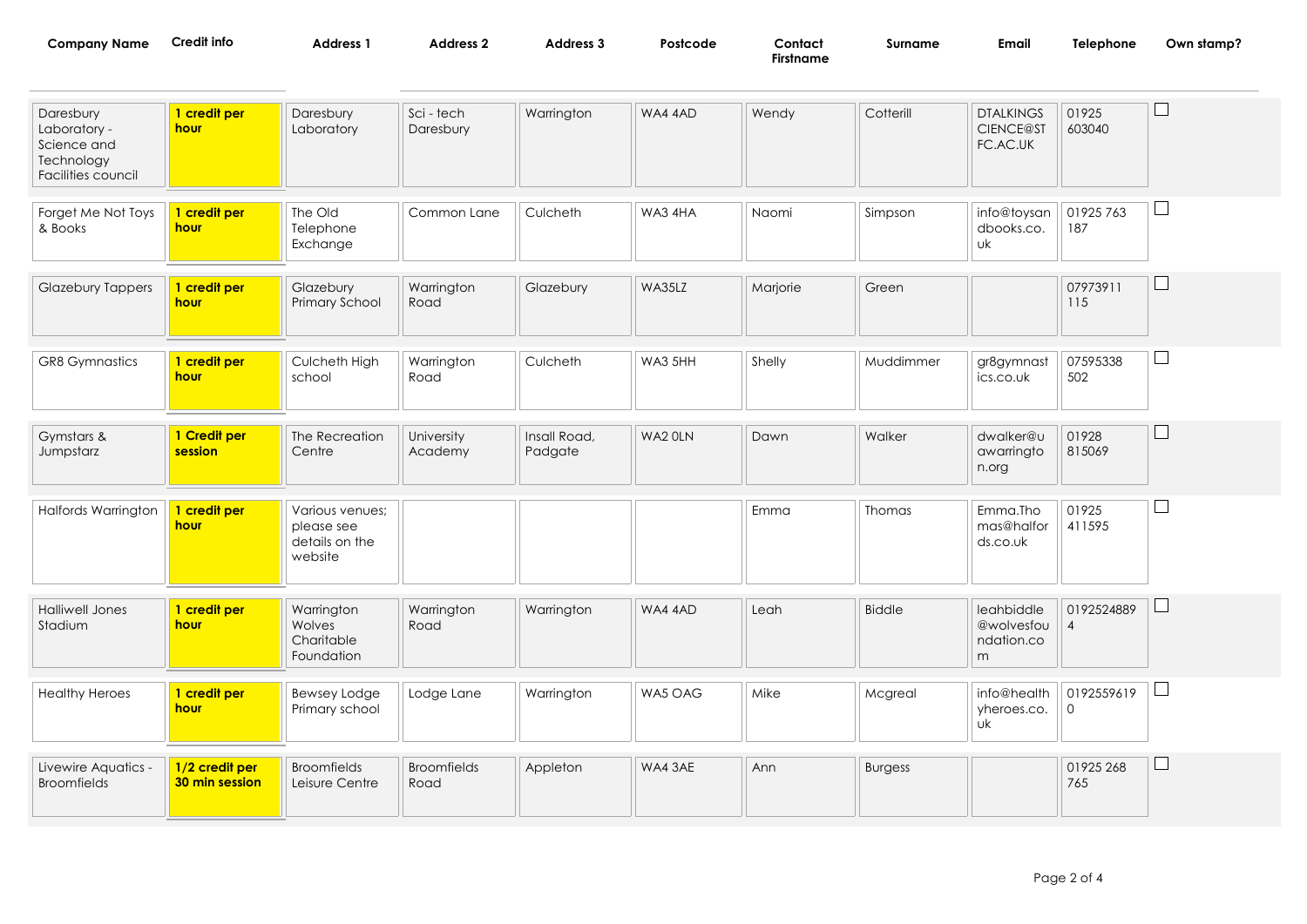| Company Name | Credit info | Address 1 | Address 2 | Address 3 | Postcode | Contact Firstname | Surname | Email | Telephone | Own stamp? |
|---|---|---|---|---|---|---|---|---|---|---|
| Daresbury Laboratory - Science and Technology Facilities council | **1 credit per hour** | Daresbury Laboratory | Sci - tech Daresbury | Warrington | WA4 4AD | Wendy | Cotterill | DTALKINGSCIENCE@STFC.AC.UK | 01925 603040 | ☐ |
| Forget Me Not Toys & Books | **1 credit per hour** | The Old Telephone Exchange | Common Lane | Culcheth | WA3 4HA | Naomi | Simpson | info@toysandbooks.co.uk | 01925 763 187 | ☐ |
| Glazebury Tappers | **1 credit per hour** | Glazebury Primary School | Warrington Road | Glazebury | WA35LZ | Marjorie | Green | | 07973911 115 | ☐ |
| GR8 Gymnastics | **1 credit per hour** | Culcheth High school | Warrington Road | Culcheth | WA3 5HH | Shelly | Muddimmer | gr8gymnastics.co.uk | 07595338 502 | ☐ |
| Gymstars & Jumpstarz | **1 Credit per session** | The Recreation Centre | University Academy | Insall Road, Padgate | WA2 0LN | Dawn | Walker | dwalker@uawarrington.org | 01928 815069 | ☐ |
| Halfords Warrington | **1 credit per hour** | Various venues; please see details on the website | | | | Emma | Thomas | Emma.Thomas@halfords.co.uk | 01925 411595 | ☐ |
| Halliwell Jones Stadium | **1 credit per hour** | Warrington Wolves Charitable Foundation | Warrington Road | Warrington | WA4 4AD | Leah | Biddle | leahbiddle@wolvesfoundation.com | 01925248894 | ☐ |
| Healthy Heroes | **1 credit per hour** | Bewsey Lodge Primary school | Lodge Lane | Warrington | WA5 OAG | Mike | Mcgreal | info@healthyheroes.co.uk | 01925596190 | ☐ |
| Livewire Aquatics - Broomfields | **1/2 credit per 30 min session** | Broomfields Leisure Centre | Broomfields Road | Appleton | WA4 3AE | Ann | Burgess | | 01925 268 765 | ☐ |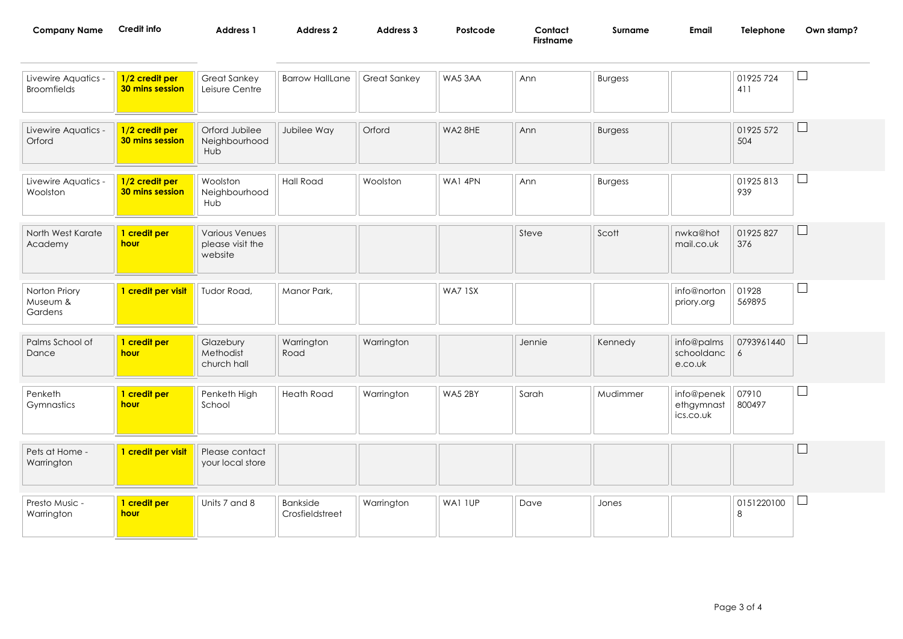| Company Name | Credit info | Address 1 | Address 2 | Address 3 | Postcode | Contact Firstname | Surname | Email | Telephone | Own stamp? |
|---|---|---|---|---|---|---|---|---|---|---|
| Livewire Aquatics - Broomfields | **1/2 credit per 30 mins session** | Great Sankey Leisure Centre | Barrow HallLane | Great Sankey | WA5 3AA | Ann | Burgess | | 01925 724 411 | ☐ |
| Livewire Aquatics - Orford | **1/2 credit per 30 mins session** | Orford Jubilee Neighbourhood Hub | Jubilee Way | Orford | WA2 8HE | Ann | Burgess | | 01925 572 504 | ☐ |
| Livewire Aquatics - Woolston | **1/2 credit per 30 mins session** | Woolston Neighbourhood Hub | Hall Road | Woolston | WA1 4PN | Ann | Burgess | | 01925 813 939 | ☐ |
| North West Karate Academy | **1 credit per hour** | Various Venues please visit the website | | | | Steve | Scott | nwka@hotmail.co.uk | 01925 827 376 | ☐ |
| Norton Priory Museum & Gardens | **1 credit per visit** | Tudor Road, | Manor Park, | | WA7 1SX | | | info@nortonpriory.org | 01928 569895 | ☐ |
| Palms School of Dance | **1 credit per hour** | Glazebury Methodist church hall | Warrington Road | Warrington | | Jennie | Kennedy | info@palmsschooldance.co.uk | 07939614406 | ☐ |
| Penketh Gymnastics | **1 credit per hour** | Penketh High School | Heath Road | Warrington | WA5 2BY | Sarah | Mudimmer | info@penkethgymnastics.co.uk | 07910 800497 | ☐ |
| Pets at Home - Warrington | **1 credit per visit** | Please contact your local store | | | | | | | | ☐ |
| Presto Music - Warrington | **1 credit per hour** | Units 7 and 8 | Bankside Crosfieldstreet | Warrington | WA1 1UP | Dave | Jones | | 01512201008 | ☐ |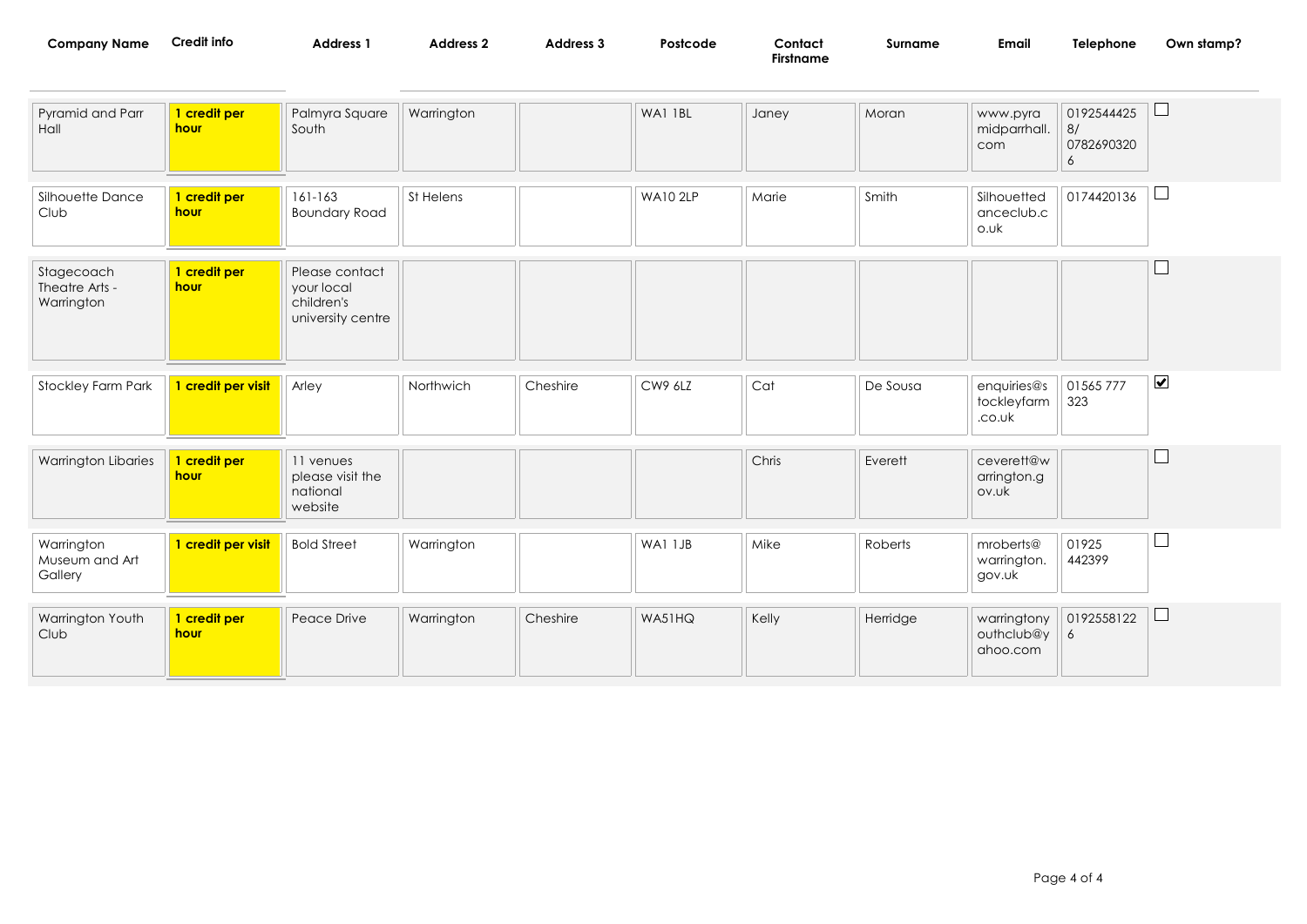| Company Name | Credit info | Address 1 | Address 2 | Address 3 | Postcode | Contact Firstname | Surname | Email | Telephone | Own stamp? |
|---|---|---|---|---|---|---|---|---|---|---|
| Pyramid and Parr Hall | **1 credit per hour** | Palmyra Square South | Warrington | | WA1 1BL | Janey | Moran | www.pyramidparrhall.com | 01925444258/ 07826903206 | ☐ |
| Silhouette Dance Club | **1 credit per hour** | 161-163 Boundary Road | St Helens | | WA10 2LP | Marie | Smith | Silhouettedanceclub.co.uk | 0174420136 | ☐ |
| Stagecoach Theatre Arts - Warrington | **1 credit per hour** | Please contact your local children's university centre | | | | | | | | ☐ |
| Stockley Farm Park | **1 credit per visit** | Arley | Northwich | Cheshire | CW9 6LZ | Cat | De Sousa | enquiries@stockleyfarm.co.uk | 01565 777 323 | ☑ |
| Warrington Libaries | **1 credit per hour** | 11 venues please visit the national website | | | | Chris | Everett | ceverett@warrington.gov.uk | | ☐ |
| Warrington Museum and Art Gallery | **1 credit per visit** | Bold Street | Warrington | | WA1 1JB | Mike | Roberts | mroberts@warrington.gov.uk | 01925 442399 | ☐ |
| Warrington Youth Club | **1 credit per hour** | Peace Drive | Warrington | Cheshire | WA51HQ | Kelly | Herridge | warringtonyouthclub@yahoo.com | 01925581226 | ☐ |